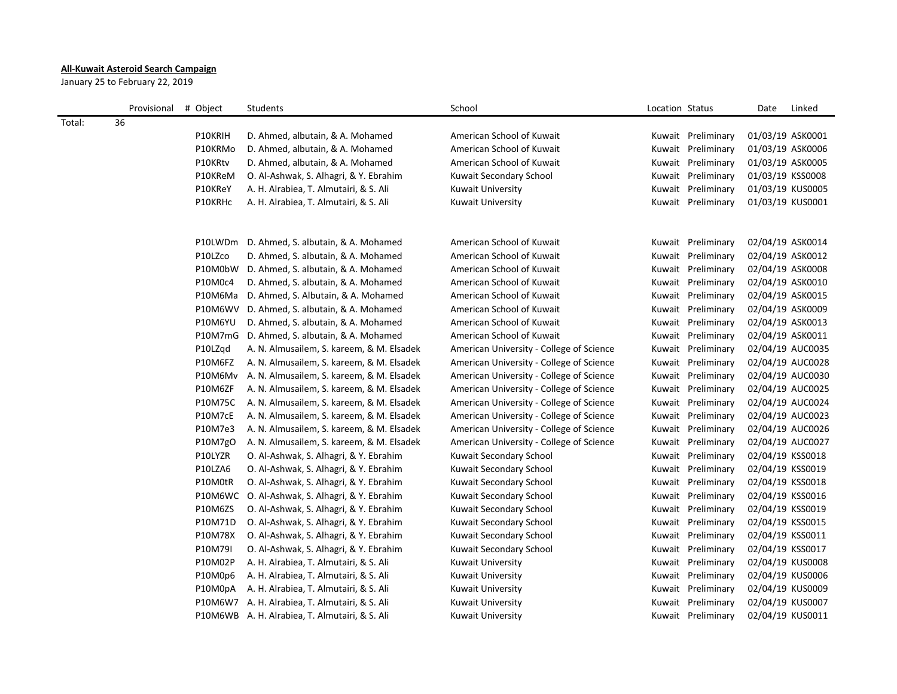**All-Kuwait Asteroid Search Campaign**

January 25 to February 22, 2019

| | Provisional | # Object | Students | School | Location | Status | Date | Linked |
|---|---|---|---|---|---|---|---|---|
| Total: | 36 | | | | | | | |
| | | P10KRIH | D. Ahmed, albutain, & A. Mohamed | American School of Kuwait | Kuwait | Preliminary | 01/03/19 | ASK0001 |
| | | P10KRMo | D. Ahmed, albutain, & A. Mohamed | American School of Kuwait | Kuwait | Preliminary | 01/03/19 | ASK0006 |
| | | P10KRtv | D. Ahmed, albutain, & A. Mohamed | American School of Kuwait | Kuwait | Preliminary | 01/03/19 | ASK0005 |
| | | P10KReM | O. Al-Ashwak, S. Alhagri, & Y. Ebrahim | Kuwait Secondary School | Kuwait | Preliminary | 01/03/19 | KSS0008 |
| | | P10KReY | A. H. Alrabiea, T. Almutairi, & S. Ali | Kuwait University | Kuwait | Preliminary | 01/03/19 | KUS0005 |
| | | P10KRHc | A. H. Alrabiea, T. Almutairi, & S. Ali | Kuwait University | Kuwait | Preliminary | 01/03/19 | KUS0001 |
| | | | | | | | | |
| | | P10LWDm | D. Ahmed, S. albutain, & A. Mohamed | American School of Kuwait | Kuwait | Preliminary | 02/04/19 | ASK0014 |
| | | P10LZco | D. Ahmed, S. albutain, & A. Mohamed | American School of Kuwait | Kuwait | Preliminary | 02/04/19 | ASK0012 |
| | | P10M0bW | D. Ahmed, S. albutain, & A. Mohamed | American School of Kuwait | Kuwait | Preliminary | 02/04/19 | ASK0008 |
| | | P10M0c4 | D. Ahmed, S. albutain, & A. Mohamed | American School of Kuwait | Kuwait | Preliminary | 02/04/19 | ASK0010 |
| | | P10M6Ma | D. Ahmed, S. Albutain, & A. Mohamed | American School of Kuwait | Kuwait | Preliminary | 02/04/19 | ASK0015 |
| | | P10M6WV | D. Ahmed, S. albutain, & A. Mohamed | American School of Kuwait | Kuwait | Preliminary | 02/04/19 | ASK0009 |
| | | P10M6YU | D. Ahmed, S. albutain, & A. Mohamed | American School of Kuwait | Kuwait | Preliminary | 02/04/19 | ASK0013 |
| | | P10M7mG | D. Ahmed, S. albutain, & A. Mohamed | American School of Kuwait | Kuwait | Preliminary | 02/04/19 | ASK0011 |
| | | P10LZqd | A. N. Almusailem, S. kareem, & M. Elsadek | American University - College of Science | Kuwait | Preliminary | 02/04/19 | AUC0035 |
| | | P10M6FZ | A. N. Almusailem, S. kareem, & M. Elsadek | American University - College of Science | Kuwait | Preliminary | 02/04/19 | AUC0028 |
| | | P10M6Mv | A. N. Almusailem, S. kareem, & M. Elsadek | American University - College of Science | Kuwait | Preliminary | 02/04/19 | AUC0030 |
| | | P10M6ZF | A. N. Almusailem, S. kareem, & M. Elsadek | American University - College of Science | Kuwait | Preliminary | 02/04/19 | AUC0025 |
| | | P10M75C | A. N. Almusailem, S. kareem, & M. Elsadek | American University - College of Science | Kuwait | Preliminary | 02/04/19 | AUC0024 |
| | | P10M7cE | A. N. Almusailem, S. kareem, & M. Elsadek | American University - College of Science | Kuwait | Preliminary | 02/04/19 | AUC0023 |
| | | P10M7e3 | A. N. Almusailem, S. kareem, & M. Elsadek | American University - College of Science | Kuwait | Preliminary | 02/04/19 | AUC0026 |
| | | P10M7gO | A. N. Almusailem, S. kareem, & M. Elsadek | American University - College of Science | Kuwait | Preliminary | 02/04/19 | AUC0027 |
| | | P10LYZR | O. Al-Ashwak, S. Alhagri, & Y. Ebrahim | Kuwait Secondary School | Kuwait | Preliminary | 02/04/19 | KSS0018 |
| | | P10LZA6 | O. Al-Ashwak, S. Alhagri, & Y. Ebrahim | Kuwait Secondary School | Kuwait | Preliminary | 02/04/19 | KSS0019 |
| | | P10M0tR | O. Al-Ashwak, S. Alhagri, & Y. Ebrahim | Kuwait Secondary School | Kuwait | Preliminary | 02/04/19 | KSS0018 |
| | | P10M6WC | O. Al-Ashwak, S. Alhagri, & Y. Ebrahim | Kuwait Secondary School | Kuwait | Preliminary | 02/04/19 | KSS0016 |
| | | P10M6ZS | O. Al-Ashwak, S. Alhagri, & Y. Ebrahim | Kuwait Secondary School | Kuwait | Preliminary | 02/04/19 | KSS0019 |
| | | P10M71D | O. Al-Ashwak, S. Alhagri, & Y. Ebrahim | Kuwait Secondary School | Kuwait | Preliminary | 02/04/19 | KSS0015 |
| | | P10M78X | O. Al-Ashwak, S. Alhagri, & Y. Ebrahim | Kuwait Secondary School | Kuwait | Preliminary | 02/04/19 | KSS0011 |
| | | P10M79I | O. Al-Ashwak, S. Alhagri, & Y. Ebrahim | Kuwait Secondary School | Kuwait | Preliminary | 02/04/19 | KSS0017 |
| | | P10M02P | A. H. Alrabiea, T. Almutairi, & S. Ali | Kuwait University | Kuwait | Preliminary | 02/04/19 | KUS0008 |
| | | P10M0p6 | A. H. Alrabiea, T. Almutairi, & S. Ali | Kuwait University | Kuwait | Preliminary | 02/04/19 | KUS0006 |
| | | P10M0pA | A. H. Alrabiea, T. Almutairi, & S. Ali | Kuwait University | Kuwait | Preliminary | 02/04/19 | KUS0009 |
| | | P10M6W7 | A. H. Alrabiea, T. Almutairi, & S. Ali | Kuwait University | Kuwait | Preliminary | 02/04/19 | KUS0007 |
| | | P10M6WB | A. H. Alrabiea, T. Almutairi, & S. Ali | Kuwait University | Kuwait | Preliminary | 02/04/19 | KUS0011 |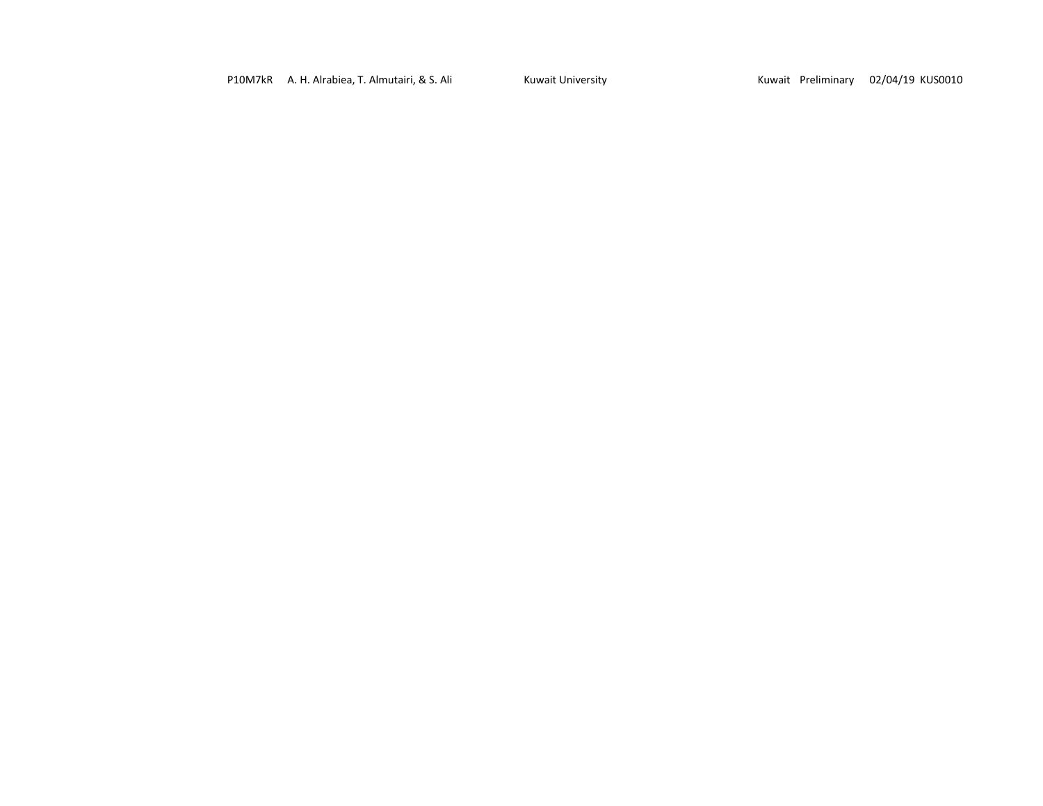| | | | | | | |
|---|---|---|---|---|---|---|
| P10M7kR | A. H. Alrabiea, T. Almutairi, & S. Ali | Kuwait University | Kuwait | Preliminary | 02/04/19 | KUS0010 |